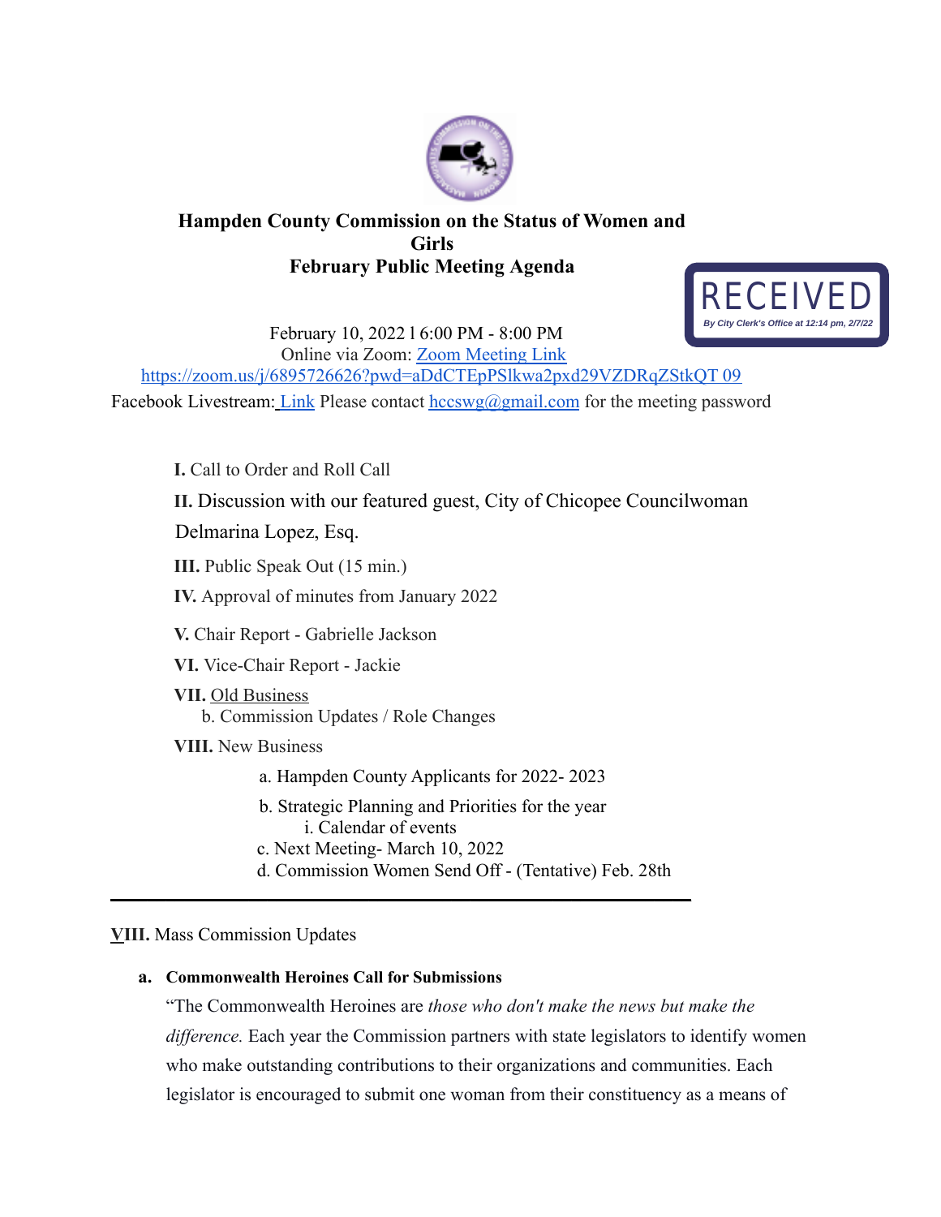# Hampden County Commission on the Status of Women and Girls
## February Public Meeting Agenda

RECEIVED
*By City Clerk's Office at 12:14 pm, 2/7/22*

February 10, 2022 l 6:00 PM - 8:00 PM
Online via Zoom: [Zoom Meeting Link](https://zoom.us/j/6895726626?pwd=aDdCTEpPSlkwa2pxd29VZDRqZStkQT09)
https://zoom.us/j/6895726626?pwd=aDdCTEpPSlkwa2pxd29VZDRqZStkQT 09
Facebook Livestream: Link Please contact hccswg@gmail.com for the meeting password

**I.** Call to Order and Roll Call

**II.** Discussion with our featured guest, City of Chicopee Councilwoman Delmarina Lopez, Esq.

**III.** Public Speak Out (15 min.)

**IV.** Approval of minutes from January 2022

**V.** Chair Report - Gabrielle Jackson

**VI.** Vice-Chair Report - Jackie

**VII.** Old Business
- b. Commission Updates / Role Changes

**VIII.** New Business
- a. Hampden County Applicants for 2022- 2023
- b. Strategic Planning and Priorities for the year
  - i. Calendar of events
- c. Next Meeting- March 10, 2022
- d. Commission Women Send Off - (Tentative) Feb. 28th

---

**VIII.** Mass Commission Updates

**a. Commonwealth Heroines Call for Submissions**

"The Commonwealth Heroines are *those who don't make the news but make the difference.* Each year the Commission partners with state legislators to identify women who make outstanding contributions to their organizations and communities. Each legislator is encouraged to submit one woman from their constituency as a means of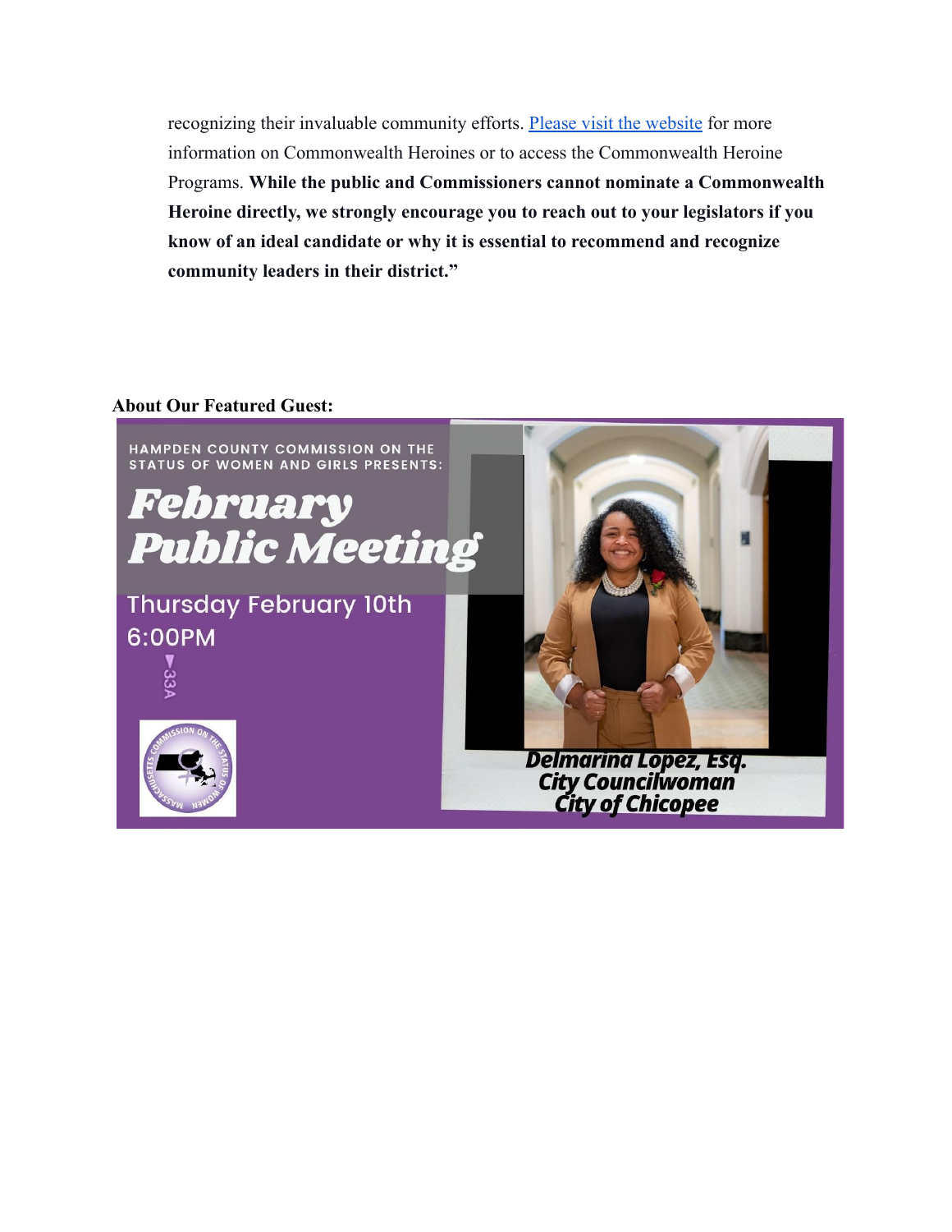recognizing their invaluable community efforts. [Please visit the website]() for more information on Commonwealth Heroines or to access the Commonwealth Heroine Programs. **While the public and Commissioners cannot nominate a Commonwealth Heroine directly, we strongly encourage you to reach out to your legislators if you know of an ideal candidate or why it is essential to recommend and recognize community leaders in their district."**

**About Our Featured Guest:**

HAMPDEN COUNTY COMMISSION ON THE STATUS OF WOMEN AND GIRLS PRESENTS:

***February Public Meeting***

Thursday February 10th
6:00PM

***Delmarina Lopez, Esq.***
***City Councilwoman***
***City of Chicopee***